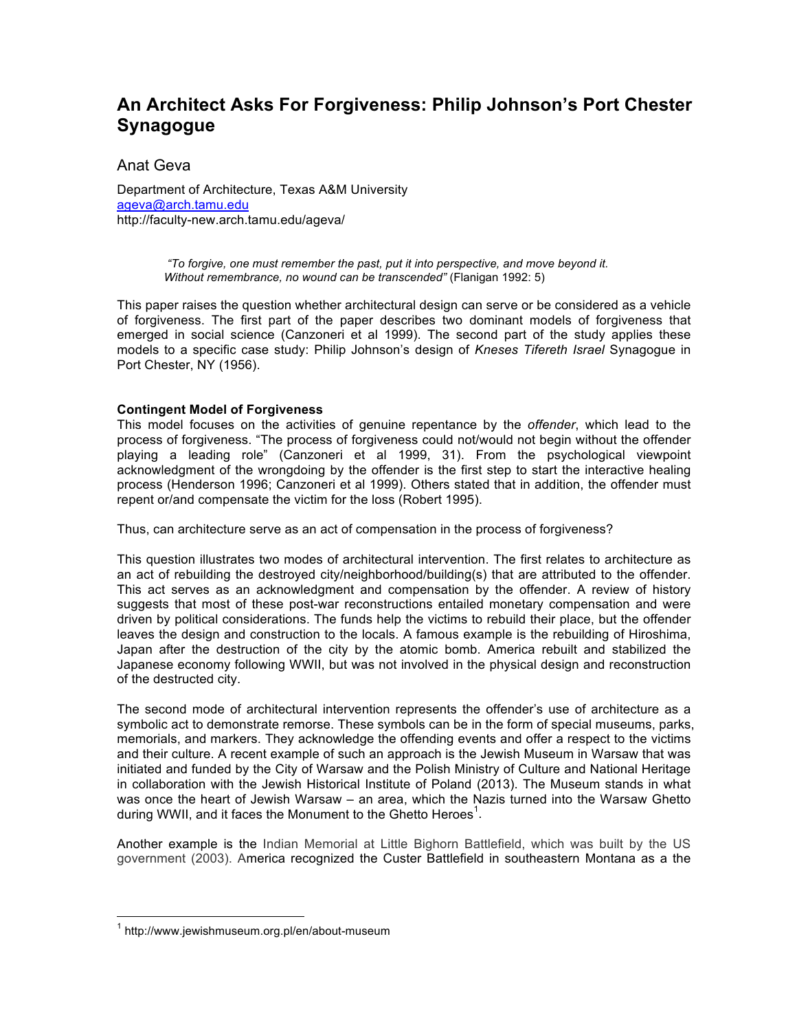# An Architect Asks For Forgiveness: Philip Johnson's Port Chester Synagogue

Anat Geva

Department of Architecture, Texas A&M University
ageva@arch.tamu.edu
http://faculty-new.arch.tamu.edu/ageva/

> *"To forgive, one must remember the past, put it into perspective, and move beyond it. Without remembrance, no wound can be transcended"* (Flanigan 1992: 5)

This paper raises the question whether architectural design can serve or be considered as a vehicle of forgiveness. The first part of the paper describes two dominant models of forgiveness that emerged in social science (Canzoneri et al 1999). The second part of the study applies these models to a specific case study: Philip Johnson's design of *Kneses Tifereth Israel* Synagogue in Port Chester, NY (1956).

**Contingent Model of Forgiveness**

This model focuses on the activities of genuine repentance by the *offender*, which lead to the process of forgiveness. "The process of forgiveness could not/would not begin without the offender playing a leading role" (Canzoneri et al 1999, 31). From the psychological viewpoint acknowledgment of the wrongdoing by the offender is the first step to start the interactive healing process (Henderson 1996; Canzoneri et al 1999). Others stated that in addition, the offender must repent or/and compensate the victim for the loss (Robert 1995).

Thus, can architecture serve as an act of compensation in the process of forgiveness?

This question illustrates two modes of architectural intervention. The first relates to architecture as an act of rebuilding the destroyed city/neighborhood/building(s) that are attributed to the offender. This act serves as an acknowledgment and compensation by the offender. A review of history suggests that most of these post-war reconstructions entailed monetary compensation and were driven by political considerations. The funds help the victims to rebuild their place, but the offender leaves the design and construction to the locals. A famous example is the rebuilding of Hiroshima, Japan after the destruction of the city by the atomic bomb. America rebuilt and stabilized the Japanese economy following WWII, but was not involved in the physical design and reconstruction of the destructed city.

The second mode of architectural intervention represents the offender's use of architecture as a symbolic act to demonstrate remorse. These symbols can be in the form of special museums, parks, memorials, and markers. They acknowledge the offending events and offer a respect to the victims and their culture. A recent example of such an approach is the Jewish Museum in Warsaw that was initiated and funded by the City of Warsaw and the Polish Ministry of Culture and National Heritage in collaboration with the Jewish Historical Institute of Poland (2013). The Museum stands in what was once the heart of Jewish Warsaw – an area, which the Nazis turned into the Warsaw Ghetto during WWII, and it faces the Monument to the Ghetto Heroes[1].

Another example is the Indian Memorial at Little Bighorn Battlefield, which was built by the US government (2003). America recognized the Custer Battlefield in southeastern Montana as a the

[1] http://www.jewishmuseum.org.pl/en/about-museum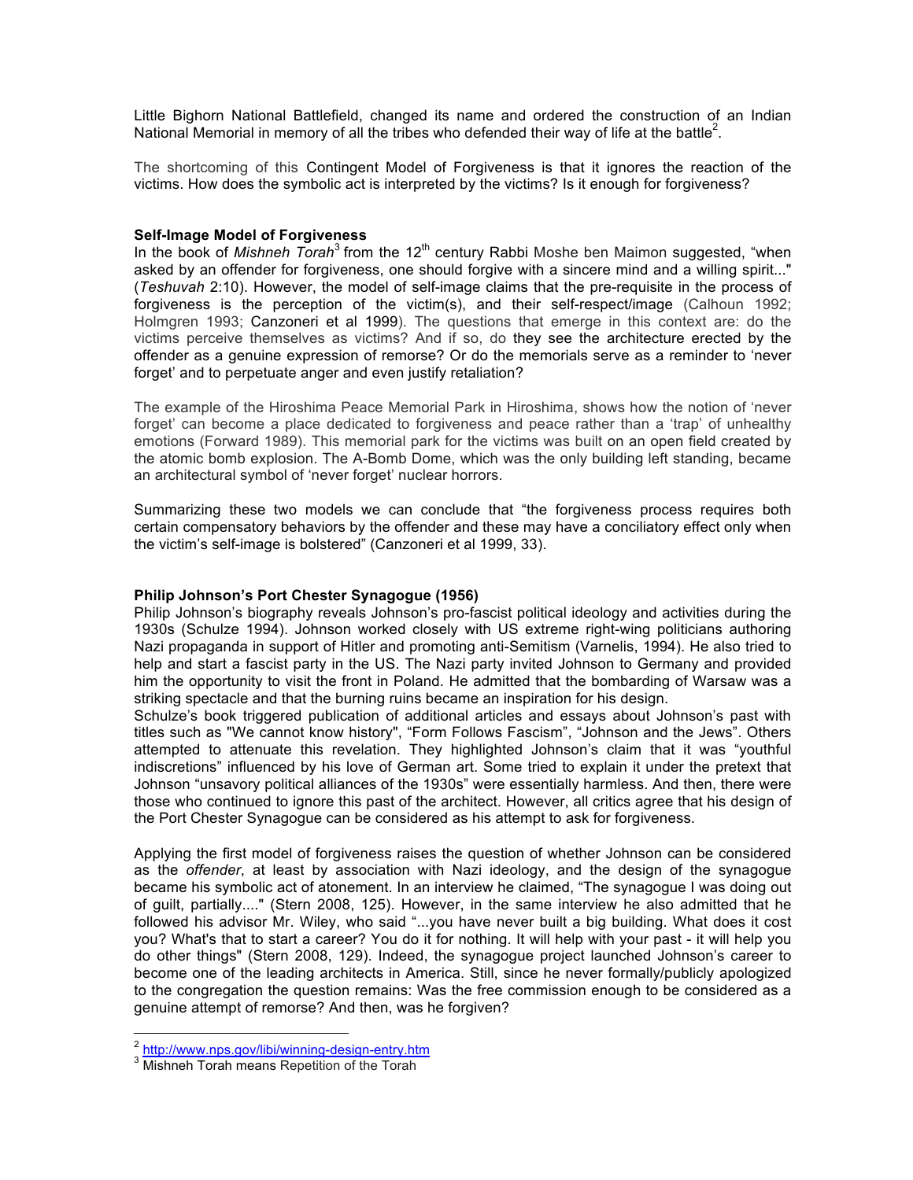Little Bighorn National Battlefield, changed its name and ordered the construction of an Indian National Memorial in memory of all the tribes who defended their way of life at the battle[2].

The shortcoming of this Contingent Model of Forgiveness is that it ignores the reaction of the victims. How does the symbolic act is interpreted by the victims? Is it enough for forgiveness?

**Self-Image Model of Forgiveness**

In the book of *Mishneh Torah*[3] from the 12th century Rabbi Moshe ben Maimon suggested, "when asked by an offender for forgiveness, one should forgive with a sincere mind and a willing spirit..." (*Teshuvah* 2:10). However, the model of self-image claims that the pre-requisite in the process of forgiveness is the perception of the victim(s), and their self-respect/image (Calhoun 1992; Holmgren 1993; Canzoneri et al 1999). The questions that emerge in this context are: do the victims perceive themselves as victims? And if so, do they see the architecture erected by the offender as a genuine expression of remorse? Or do the memorials serve as a reminder to 'never forget' and to perpetuate anger and even justify retaliation?

The example of the Hiroshima Peace Memorial Park in Hiroshima, shows how the notion of 'never forget' can become a place dedicated to forgiveness and peace rather than a 'trap' of unhealthy emotions (Forward 1989). This memorial park for the victims was built on an open field created by the atomic bomb explosion. The A-Bomb Dome, which was the only building left standing, became an architectural symbol of 'never forget' nuclear horrors.

Summarizing these two models we can conclude that "the forgiveness process requires both certain compensatory behaviors by the offender and these may have a conciliatory effect only when the victim's self-image is bolstered" (Canzoneri et al 1999, 33).

**Philip Johnson's Port Chester Synagogue (1956)**

Philip Johnson's biography reveals Johnson's pro-fascist political ideology and activities during the 1930s (Schulze 1994). Johnson worked closely with US extreme right-wing politicians authoring Nazi propaganda in support of Hitler and promoting anti-Semitism (Varnelis, 1994). He also tried to help and start a fascist party in the US. The Nazi party invited Johnson to Germany and provided him the opportunity to visit the front in Poland. He admitted that the bombarding of Warsaw was a striking spectacle and that the burning ruins became an inspiration for his design.
Schulze's book triggered publication of additional articles and essays about Johnson's past with titles such as "We cannot know history", "Form Follows Fascism", "Johnson and the Jews". Others attempted to attenuate this revelation. They highlighted Johnson's claim that it was "youthful indiscretions" influenced by his love of German art. Some tried to explain it under the pretext that Johnson "unsavory political alliances of the 1930s" were essentially harmless. And then, there were those who continued to ignore this past of the architect. However, all critics agree that his design of the Port Chester Synagogue can be considered as his attempt to ask for forgiveness.

Applying the first model of forgiveness raises the question of whether Johnson can be considered as the *offender*, at least by association with Nazi ideology, and the design of the synagogue became his symbolic act of atonement. In an interview he claimed, "The synagogue I was doing out of guilt, partially...." (Stern 2008, 125). However, in the same interview he also admitted that he followed his advisor Mr. Wiley, who said "...you have never built a big building. What does it cost you? What's that to start a career? You do it for nothing. It will help with your past - it will help you do other things" (Stern 2008, 129). Indeed, the synagogue project launched Johnson's career to become one of the leading architects in America. Still, since he never formally/publicly apologized to the congregation the question remains: Was the free commission enough to be considered as a genuine attempt of remorse? And then, was he forgiven?

---

[2] http://www.nps.gov/libi/winning-design-entry.htm

[3] Mishneh Torah means Repetition of the Torah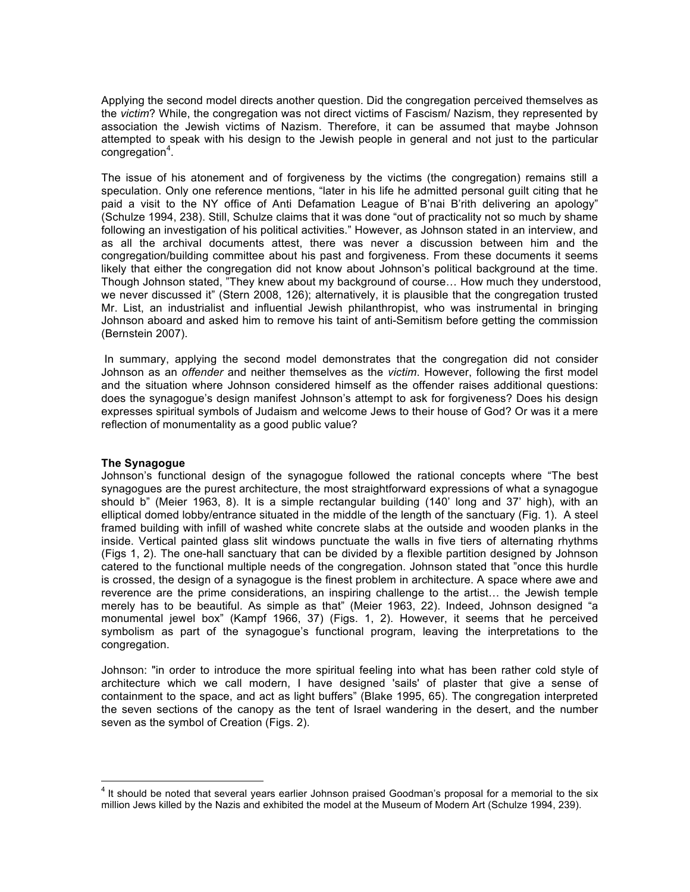Applying the second model directs another question. Did the congregation perceived themselves as the *victim*? While, the congregation was not direct victims of Fascism/ Nazism, they represented by association the Jewish victims of Nazism. Therefore, it can be assumed that maybe Johnson attempted to speak with his design to the Jewish people in general and not just to the particular congregation[4].

The issue of his atonement and of forgiveness by the victims (the congregation) remains still a speculation. Only one reference mentions, "later in his life he admitted personal guilt citing that he paid a visit to the NY office of Anti Defamation League of B'nai B'rith delivering an apology" (Schulze 1994, 238). Still, Schulze claims that it was done "out of practicality not so much by shame following an investigation of his political activities." However, as Johnson stated in an interview, and as all the archival documents attest, there was never a discussion between him and the congregation/building committee about his past and forgiveness. From these documents it seems likely that either the congregation did not know about Johnson's political background at the time. Though Johnson stated, "They knew about my background of course… How much they understood, we never discussed it" (Stern 2008, 126); alternatively, it is plausible that the congregation trusted Mr. List, an industrialist and influential Jewish philanthropist, who was instrumental in bringing Johnson aboard and asked him to remove his taint of anti-Semitism before getting the commission (Bernstein 2007).

In summary, applying the second model demonstrates that the congregation did not consider Johnson as an *offender* and neither themselves as the *victim*. However, following the first model and the situation where Johnson considered himself as the offender raises additional questions: does the synagogue's design manifest Johnson's attempt to ask for forgiveness? Does his design expresses spiritual symbols of Judaism and welcome Jews to their house of God? Or was it a mere reflection of monumentality as a good public value?

**The Synagogue**

Johnson's functional design of the synagogue followed the rational concepts where "The best synagogues are the purest architecture, the most straightforward expressions of what a synagogue should b" (Meier 1963, 8). It is a simple rectangular building (140' long and 37' high), with an elliptical domed lobby/entrance situated in the middle of the length of the sanctuary (Fig. 1). A steel framed building with infill of washed white concrete slabs at the outside and wooden planks in the inside. Vertical painted glass slit windows punctuate the walls in five tiers of alternating rhythms (Figs 1, 2). The one-hall sanctuary that can be divided by a flexible partition designed by Johnson catered to the functional multiple needs of the congregation. Johnson stated that "once this hurdle is crossed, the design of a synagogue is the finest problem in architecture. A space where awe and reverence are the prime considerations, an inspiring challenge to the artist… the Jewish temple merely has to be beautiful. As simple as that" (Meier 1963, 22). Indeed, Johnson designed "a monumental jewel box" (Kampf 1966, 37) (Figs. 1, 2). However, it seems that he perceived symbolism as part of the synagogue's functional program, leaving the interpretations to the congregation.

Johnson: "in order to introduce the more spiritual feeling into what has been rather cold style of architecture which we call modern, I have designed 'sails' of plaster that give a sense of containment to the space, and act as light buffers" (Blake 1995, 65). The congregation interpreted the seven sections of the canopy as the tent of Israel wandering in the desert, and the number seven as the symbol of Creation (Figs. 2).

---

[4] It should be noted that several years earlier Johnson praised Goodman's proposal for a memorial to the six million Jews killed by the Nazis and exhibited the model at the Museum of Modern Art (Schulze 1994, 239).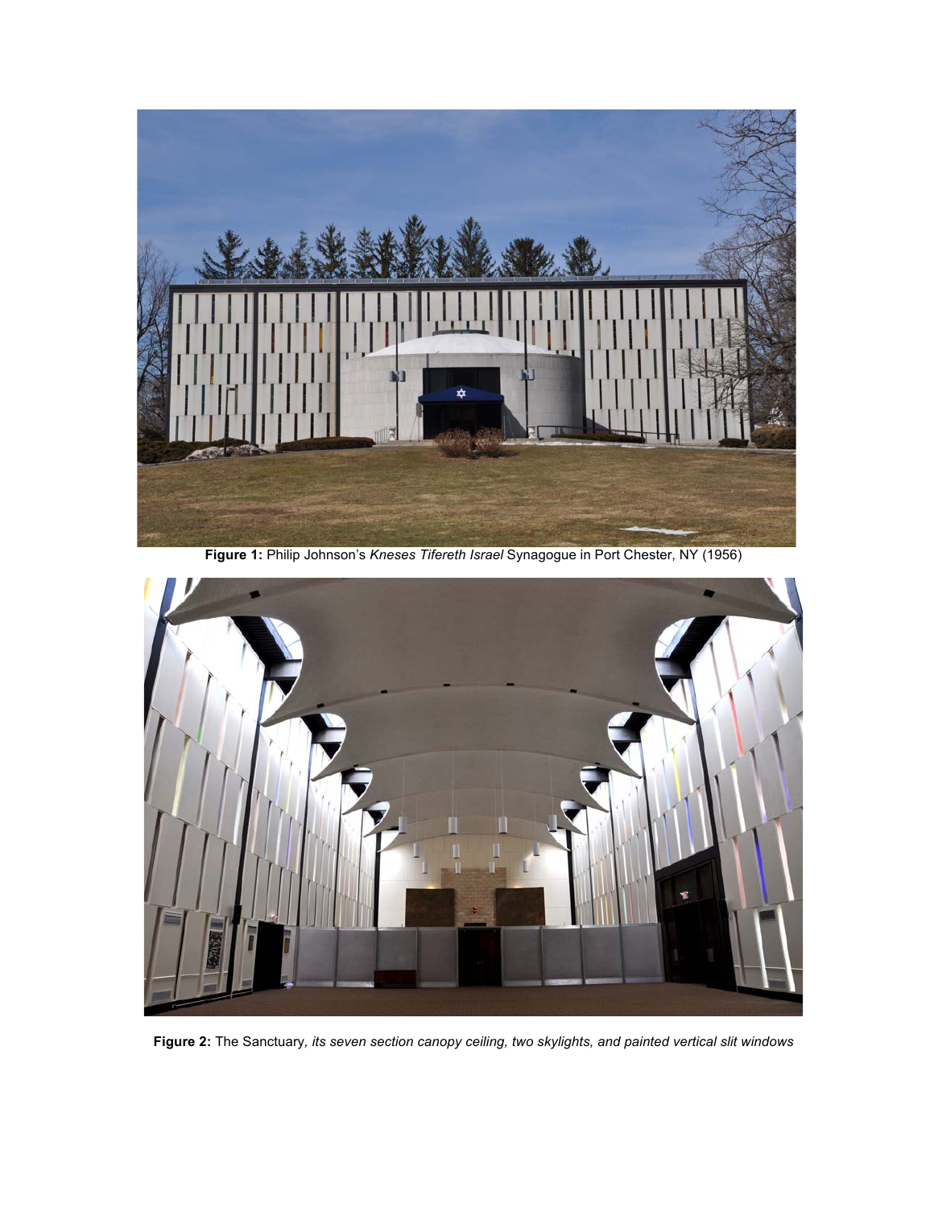**Figure 1:** Philip Johnson's *Kneses Tifereth Israel* Synagogue in Port Chester, NY (1956)

**Figure 2:** The Sanctuary*, its seven section canopy ceiling, two skylights, and painted vertical slit windows*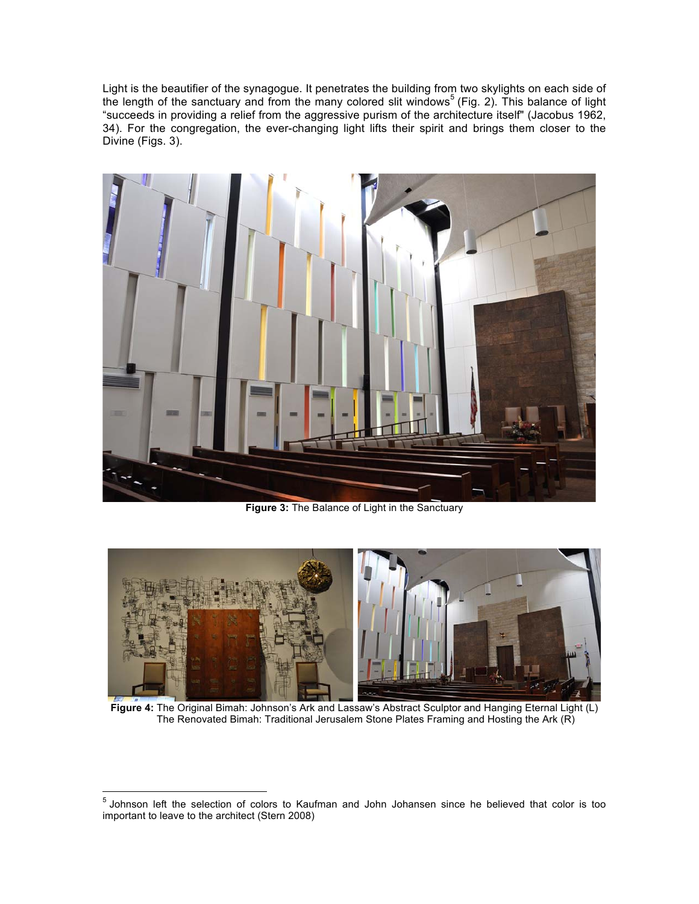Light is the beautifier of the synagogue. It penetrates the building from two skylights on each side of the length of the sanctuary and from the many colored slit windows[5] (Fig. 2). This balance of light "succeeds in providing a relief from the aggressive purism of the architecture itself" (Jacobus 1962, 34). For the congregation, the ever-changing light lifts their spirit and brings them closer to the Divine (Figs. 3).

**Figure 3:** The Balance of Light in the Sanctuary

**Figure 4:** The Original Bimah: Johnson's Ark and Lassaw's Abstract Sculptor and Hanging Eternal Light (L)
The Renovated Bimah: Traditional Jerusalem Stone Plates Framing and Hosting the Ark (R)

---

[5] Johnson left the selection of colors to Kaufman and John Johansen since he believed that color is too important to leave to the architect (Stern 2008)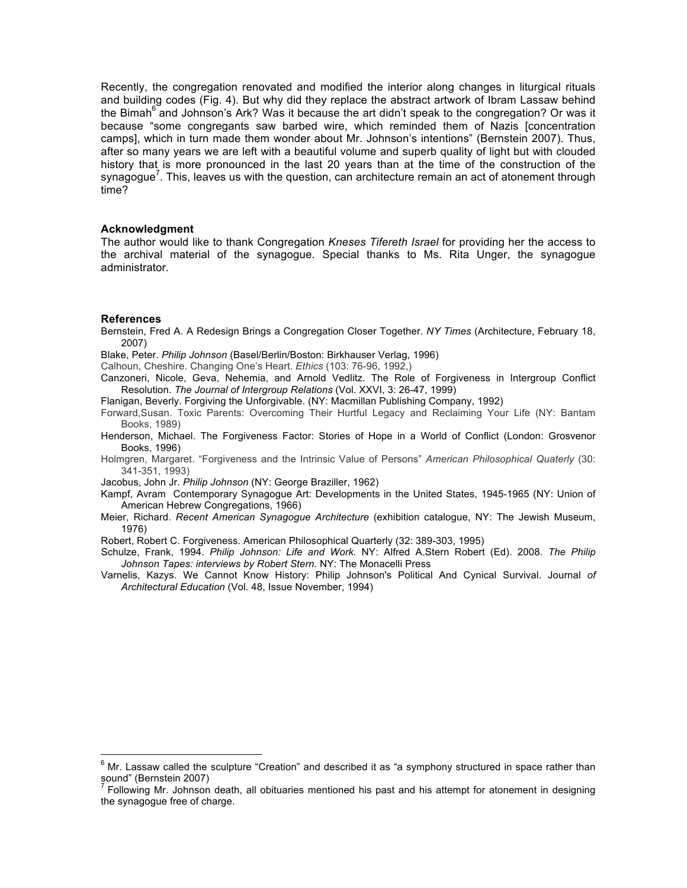Recently, the congregation renovated and modified the interior along changes in liturgical rituals and building codes (Fig. 4). But why did they replace the abstract artwork of Ibram Lassaw behind the Bimah[6] and Johnson's Ark? Was it because the art didn't speak to the congregation? Or was it because "some congregants saw barbed wire, which reminded them of Nazis [concentration camps], which in turn made them wonder about Mr. Johnson's intentions" (Bernstein 2007). Thus, after so many years we are left with a beautiful volume and superb quality of light but with clouded history that is more pronounced in the last 20 years than at the time of the construction of the synagogue[7]. This, leaves us with the question, can architecture remain an act of atonement through time?

### Acknowledgment

The author would like to thank Congregation *Kneses Tifereth Israel* for providing her the access to the archival material of the synagogue. Special thanks to Ms. Rita Unger, the synagogue administrator.

### References

Bernstein, Fred A. A Redesign Brings a Congregation Closer Together. *NY Times* (Architecture, February 18, 2007)

Blake, Peter. *Philip Johnson* (Basel/Berlin/Boston: Birkhauser Verlag, 1996)

Calhoun, Cheshire. Changing One's Heart. *Ethics* (103: 76-96, 1992,)

Canzoneri, Nicole, Geva, Nehemia, and Arnold Vedlitz. The Role of Forgiveness in Intergroup Conflict Resolution. *The Journal of Intergroup Relations* (Vol. XXVI, 3: 26-47, 1999)

Flanigan, Beverly. Forgiving the Unforgivable. (NY: Macmillan Publishing Company, 1992)

Forward,Susan. Toxic Parents: Overcoming Their Hurtful Legacy and Reclaiming Your Life (NY: Bantam Books, 1989)

Henderson, Michael. The Forgiveness Factor: Stories of Hope in a World of Conflict (London: Grosvenor Books, 1996)

Holmgren, Margaret. "Forgiveness and the Intrinsic Value of Persons" *American Philosophical Quaterly* (30: 341-351, 1993)

Jacobus, John Jr. *Philip Johnson* (NY: George Braziller, 1962)

Kampf, Avram Contemporary Synagogue Art: Developments in the United States, 1945-1965 (NY: Union of American Hebrew Congregations, 1966)

Meier, Richard. *Recent American Synagogue Architecture* (exhibition catalogue, NY: The Jewish Museum, 1976)

Robert, Robert C. Forgiveness. American Philosophical Quarterly (32: 389-303, 1995)

Schulze, Frank, 1994. *Philip Johnson: Life and Work.* NY: Alfred A.Stern Robert (Ed). 2008. *The Philip Johnson Tapes: interviews by Robert Stern.* NY: The Monacelli Press

Varnelis, Kazys. We Cannot Know History: Philip Johnson's Political And Cynical Survival. Journal *of Architectural Education* (Vol. 48, Issue November, 1994)

---

[6] Mr. Lassaw called the sculpture "Creation" and described it as "a symphony structured in space rather than sound" (Bernstein 2007)

[7] Following Mr. Johnson death, all obituaries mentioned his past and his attempt for atonement in designing the synagogue free of charge.